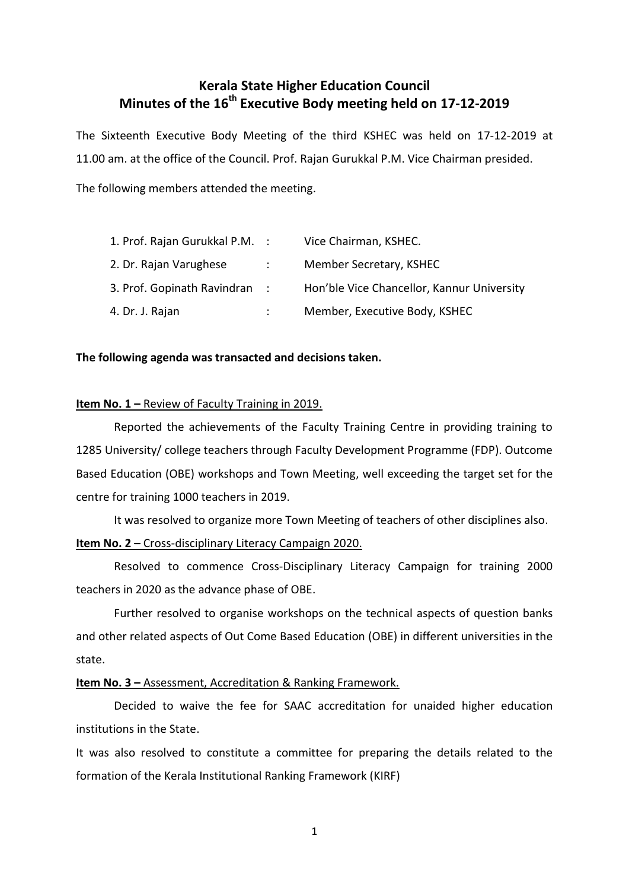# Kerala State Higher Education Council
## Minutes of the 16th Executive Body meeting held on 17-12-2019

The Sixteenth Executive Body Meeting of the third KSHEC was held on 17-12-2019 at 11.00 am. at the office of the Council. Prof. Rajan Gurukkal P.M. Vice Chairman presided.

The following members attended the meeting.

| | | |
|---|---|---|
| 1. Prof. Rajan Gurukkal P.M. | : | Vice Chairman, KSHEC. |
| 2. Dr. Rajan Varughese | : | Member Secretary, KSHEC |
| 3. Prof. Gopinath Ravindran | : | Hon'ble Vice Chancellor, Kannur University |
| 4. Dr. J. Rajan | : | Member, Executive Body, KSHEC |

**The following agenda was transacted and decisions taken.**

**Item No. 1 –** Review of Faculty Training in 2019.

Reported the achievements of the Faculty Training Centre in providing training to 1285 University/ college teachers through Faculty Development Programme (FDP). Outcome Based Education (OBE) workshops and Town Meeting, well exceeding the target set for the centre for training 1000 teachers in 2019.

It was resolved to organize more Town Meeting of teachers of other disciplines also.

**Item No. 2 –** Cross-disciplinary Literacy Campaign 2020.

Resolved to commence Cross-Disciplinary Literacy Campaign for training 2000 teachers in 2020 as the advance phase of OBE.

Further resolved to organise workshops on the technical aspects of question banks and other related aspects of Out Come Based Education (OBE) in different universities in the state.

**Item No. 3 –** Assessment, Accreditation & Ranking Framework.

Decided to waive the fee for SAAC accreditation for unaided higher education institutions in the State.

It was also resolved to constitute a committee for preparing the details related to the formation of the Kerala Institutional Ranking Framework (KIRF)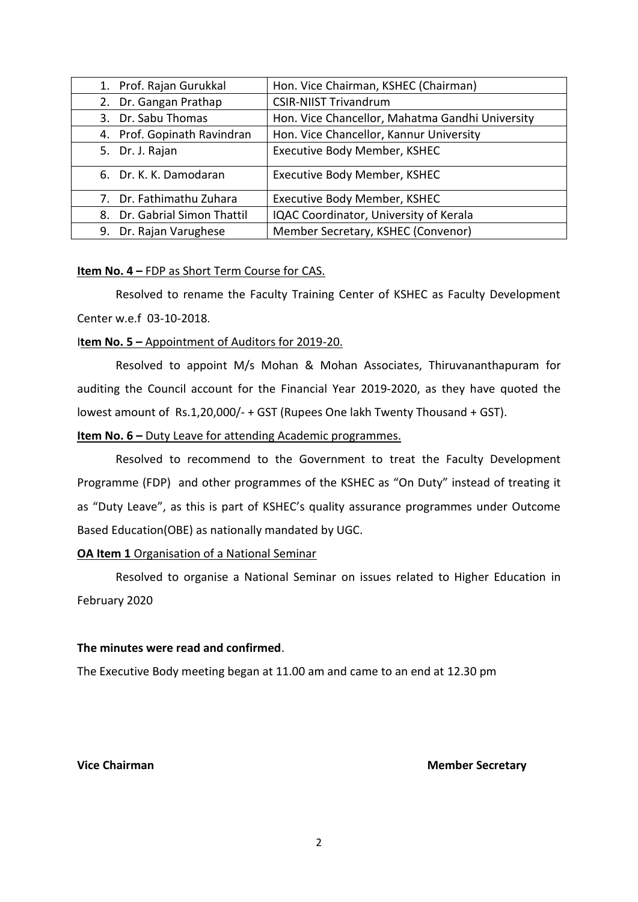| | |
|---|---|
| 1. Prof. Rajan Gurukkal | Hon. Vice Chairman, KSHEC (Chairman) |
| 2. Dr. Gangan Prathap | CSIR-NIIST Trivandrum |
| 3. Dr. Sabu Thomas | Hon. Vice Chancellor, Mahatma Gandhi University |
| 4. Prof. Gopinath Ravindran | Hon. Vice Chancellor, Kannur University |
| 5. Dr. J. Rajan | Executive Body Member, KSHEC |
| 6. Dr. K. K. Damodaran | Executive Body Member, KSHEC |
| 7. Dr. Fathimathu Zuhara | Executive Body Member, KSHEC |
| 8. Dr. Gabrial Simon Thattil | IQAC Coordinator, University of Kerala |
| 9. Dr. Rajan Varughese | Member Secretary, KSHEC (Convenor) |

**Item No. 4 –** FDP as Short Term Course for CAS.

Resolved to rename the Faculty Training Center of KSHEC as Faculty Development Center w.e.f 03-10-2018.

I**tem No. 5 –** Appointment of Auditors for 2019-20.

Resolved to appoint M/s Mohan & Mohan Associates, Thiruvananthapuram for auditing the Council account for the Financial Year 2019-2020, as they have quoted the lowest amount of Rs.1,20,000/- + GST (Rupees One lakh Twenty Thousand + GST).

**Item No. 6 –** Duty Leave for attending Academic programmes.

Resolved to recommend to the Government to treat the Faculty Development Programme (FDP) and other programmes of the KSHEC as "On Duty" instead of treating it as "Duty Leave", as this is part of KSHEC's quality assurance programmes under Outcome Based Education(OBE) as nationally mandated by UGC.

**OA Item 1** Organisation of a National Seminar

Resolved to organise a National Seminar on issues related to Higher Education in February 2020

**The minutes were read and confirmed**.

The Executive Body meeting began at 11.00 am and came to an end at 12.30 pm

**Vice Chairman** **Member Secretary**